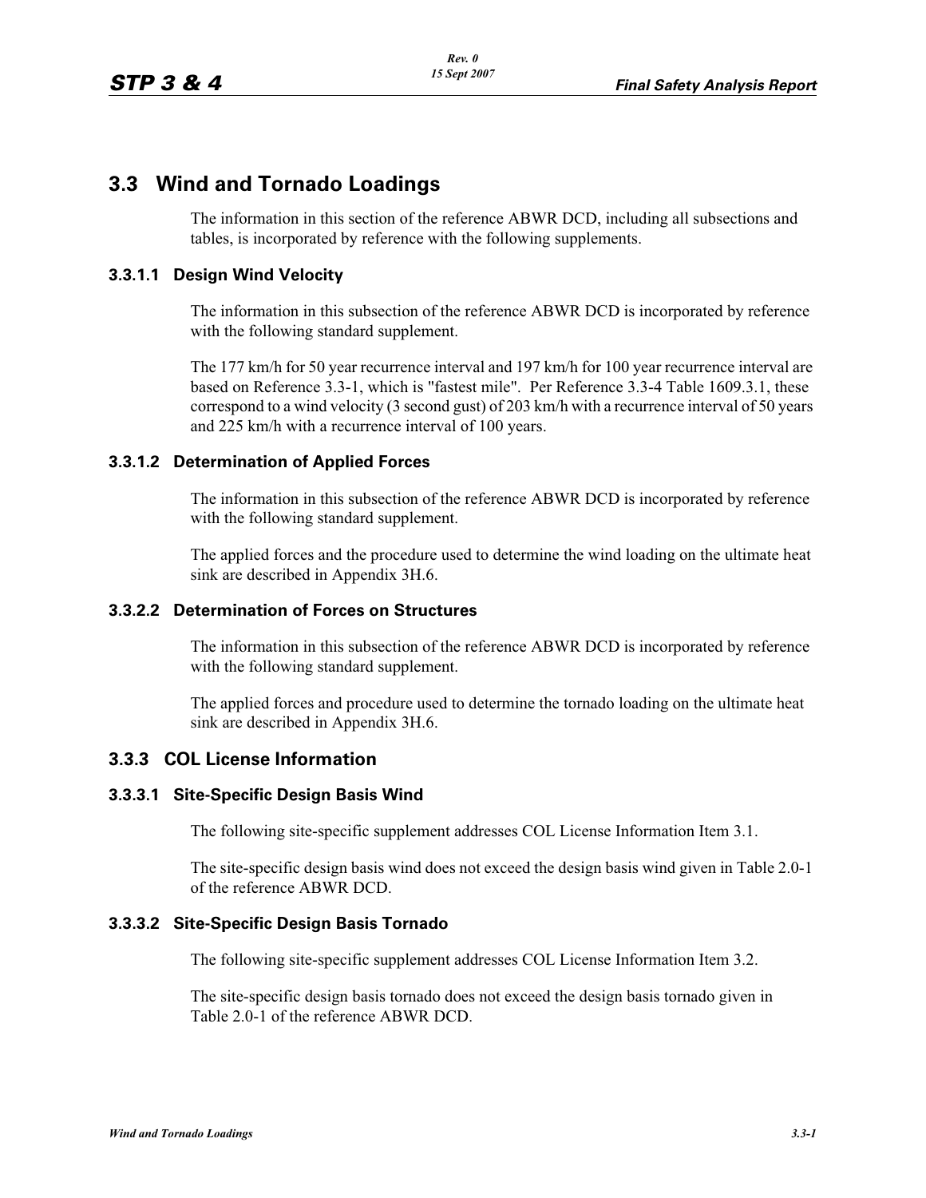## 3.3 Wind and Tornado Loadings

The information in this section of the reference ABWR DCD, including all subsections and tables, is incorporated by reference with the following supplements.

### 3.3.1.1 Design Wind Velocity

The information in this subsection of the reference ABWR DCD is incorporated by reference with the following standard supplement.

The 177 km/h for 50 year recurrence interval and 197 km/h for 100 year recurrence interval are based on Reference 3.3-1, which is "fastest mile". Per Reference 3.3-4 Table 1609.3.1, these correspond to a wind velocity (3 second gust) of 203 km/h with a recurrence interval of 50 years and 225 km/h with a recurrence interval of 100 years.

### 3.3.1.2 Determination of Applied Forces

The information in this subsection of the reference ABWR DCD is incorporated by reference with the following standard supplement.

The applied forces and the procedure used to determine the wind loading on the ultimate heat sink are described in Appendix 3H.6.

### 3.3.2.2 Determination of Forces on Structures

The information in this subsection of the reference ABWR DCD is incorporated by reference with the following standard supplement.

The applied forces and procedure used to determine the tornado loading on the ultimate heat sink are described in Appendix 3H.6.

### 3.3.3 COL License Information

### 3.3.3.1 Site-Specific Design Basis Wind

The following site-specific supplement addresses COL License Information Item 3.1.

The site-specific design basis wind does not exceed the design basis wind given in Table 2.0-1 of the reference ABWR DCD.

### 3.3.3.2 Site-Specific Design Basis Tornado

The following site-specific supplement addresses COL License Information Item 3.2.

The site-specific design basis tornado does not exceed the design basis tornado given in Table 2.0-1 of the reference ABWR DCD.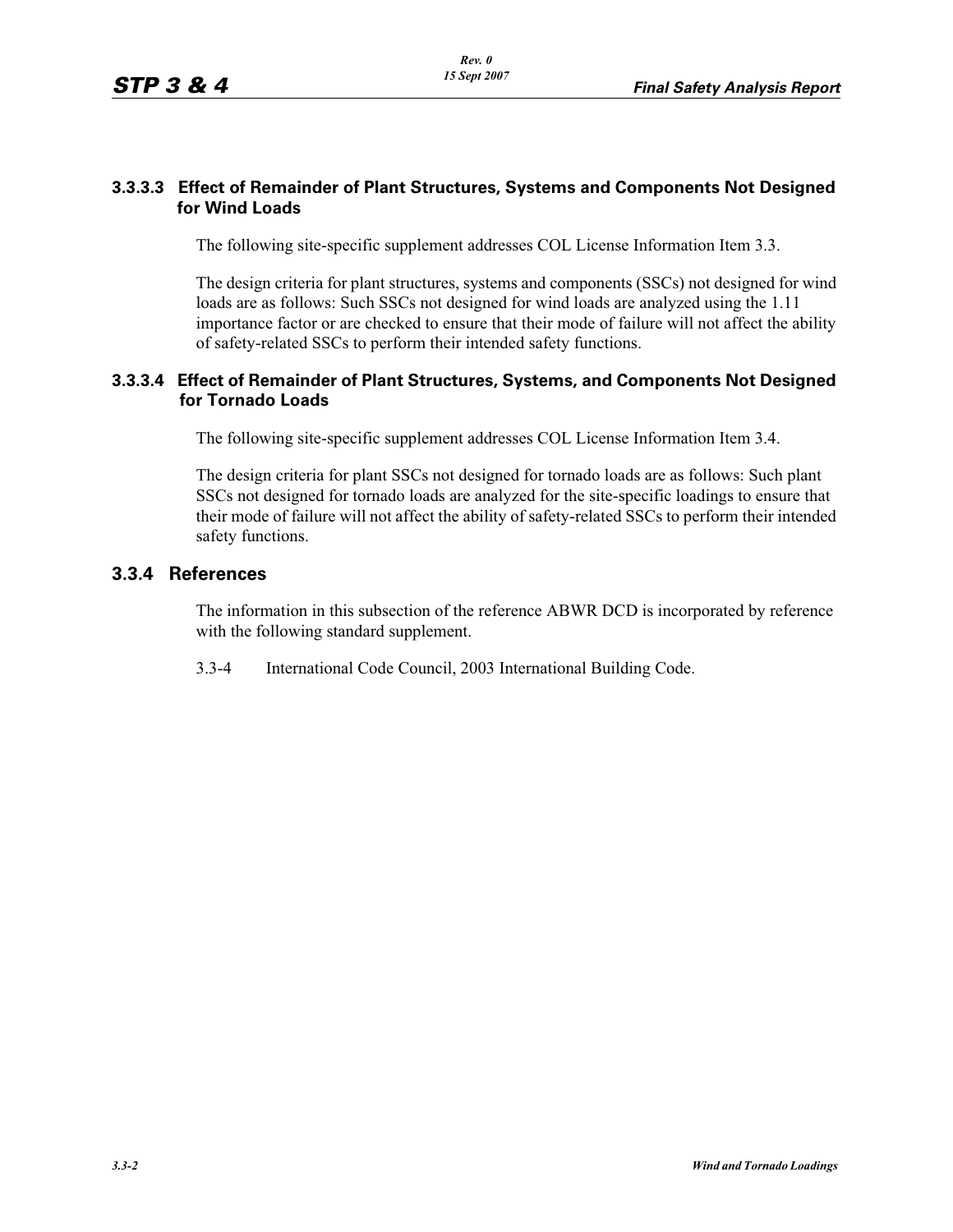#### 3.3.3.3 Effect of Remainder of Plant Structures, Systems and Components Not Designed for Wind Loads

The following site-specific supplement addresses COL License Information Item 3.3.

The design criteria for plant structures, systems and components (SSCs) not designed for wind loads are as follows: Such SSCs not designed for wind loads are analyzed using the 1.11 importance factor or are checked to ensure that their mode of failure will not affect the ability of safety-related SSCs to perform their intended safety functions.

#### 3.3.3.4 Effect of Remainder of Plant Structures, Systems, and Components Not Designed for Tornado Loads

The following site-specific supplement addresses COL License Information Item 3.4.

The design criteria for plant SSCs not designed for tornado loads are as follows: Such plant SSCs not designed for tornado loads are analyzed for the site-specific loadings to ensure that their mode of failure will not affect the ability of safety-related SSCs to perform their intended safety functions.

### 3.3.4 References

The information in this subsection of the reference ABWR DCD is incorporated by reference with the following standard supplement.

3.3-4 International Code Council, 2003 International Building Code.